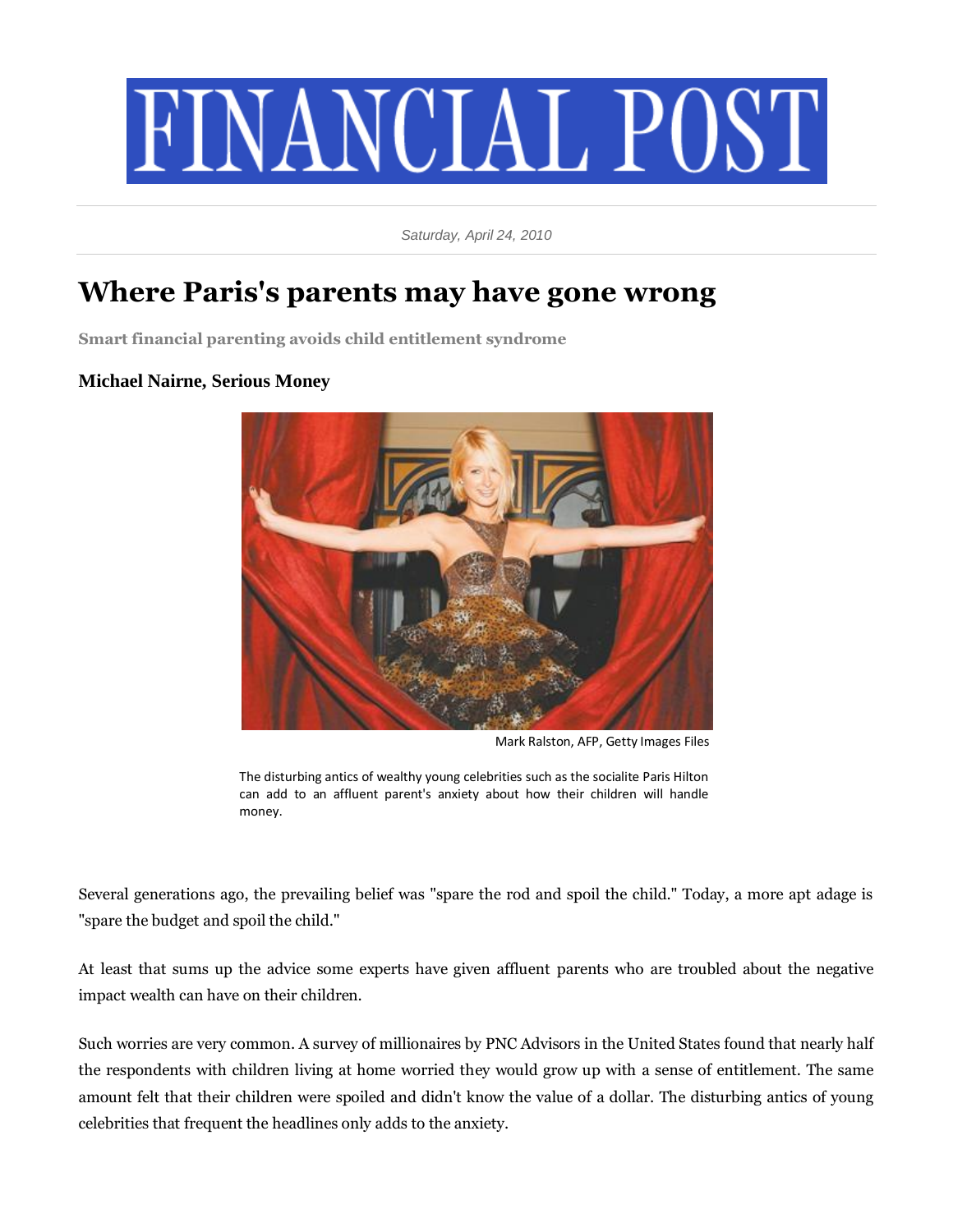# FINANCIAL POST

*Saturday, April 24, 2010*

# Where Paris's parents may have gone wrong

**Smart financial parenting avoids child entitlement syndrome**

### Michael Nairne, Serious Money

Mark Ralston, AFP, Getty Images Files

The disturbing antics of wealthy young celebrities such as the socialite Paris Hilton can add to an affluent parent's anxiety about how their children will handle money.

Several generations ago, the prevailing belief was "spare the rod and spoil the child." Today, a more apt adage is "spare the budget and spoil the child."

At least that sums up the advice some experts have given affluent parents who are troubled about the negative impact wealth can have on their children.

Such worries are very common. A survey of millionaires by PNC Advisors in the United States found that nearly half the respondents with children living at home worried they would grow up with a sense of entitlement. The same amount felt that their children were spoiled and didn't know the value of a dollar. The disturbing antics of young celebrities that frequent the headlines only adds to the anxiety.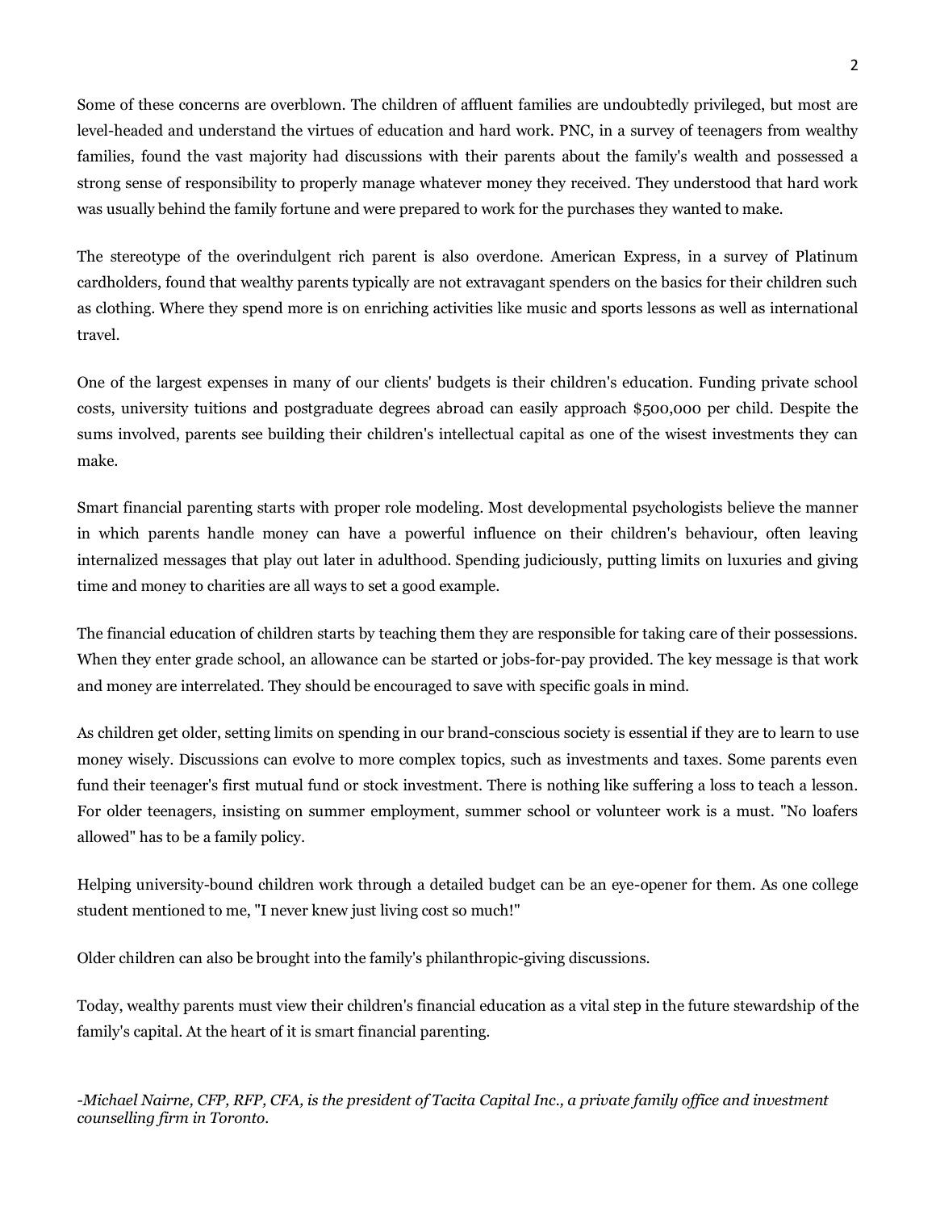Some of these concerns are overblown. The children of affluent families are undoubtedly privileged, but most are level-headed and understand the virtues of education and hard work. PNC, in a survey of teenagers from wealthy families, found the vast majority had discussions with their parents about the family's wealth and possessed a strong sense of responsibility to properly manage whatever money they received. They understood that hard work was usually behind the family fortune and were prepared to work for the purchases they wanted to make.

The stereotype of the overindulgent rich parent is also overdone. American Express, in a survey of Platinum cardholders, found that wealthy parents typically are not extravagant spenders on the basics for their children such as clothing. Where they spend more is on enriching activities like music and sports lessons as well as international travel.

One of the largest expenses in many of our clients' budgets is their children's education. Funding private school costs, university tuitions and postgraduate degrees abroad can easily approach $500,000 per child. Despite the sums involved, parents see building their children's intellectual capital as one of the wisest investments they can make.

Smart financial parenting starts with proper role modeling. Most developmental psychologists believe the manner in which parents handle money can have a powerful influence on their children's behaviour, often leaving internalized messages that play out later in adulthood. Spending judiciously, putting limits on luxuries and giving time and money to charities are all ways to set a good example.

The financial education of children starts by teaching them they are responsible for taking care of their possessions. When they enter grade school, an allowance can be started or jobs-for-pay provided. The key message is that work and money are interrelated. They should be encouraged to save with specific goals in mind.

As children get older, setting limits on spending in our brand-conscious society is essential if they are to learn to use money wisely. Discussions can evolve to more complex topics, such as investments and taxes. Some parents even fund their teenager's first mutual fund or stock investment. There is nothing like suffering a loss to teach a lesson. For older teenagers, insisting on summer employment, summer school or volunteer work is a must. "No loafers allowed" has to be a family policy.

Helping university-bound children work through a detailed budget can be an eye-opener for them. As one college student mentioned to me, "I never knew just living cost so much!"

Older children can also be brought into the family's philanthropic-giving discussions.

Today, wealthy parents must view their children's financial education as a vital step in the future stewardship of the family's capital. At the heart of it is smart financial parenting.

*-Michael Nairne, CFP, RFP, CFA, is the president of Tacita Capital Inc., a private family office and investment counselling firm in Toronto.*